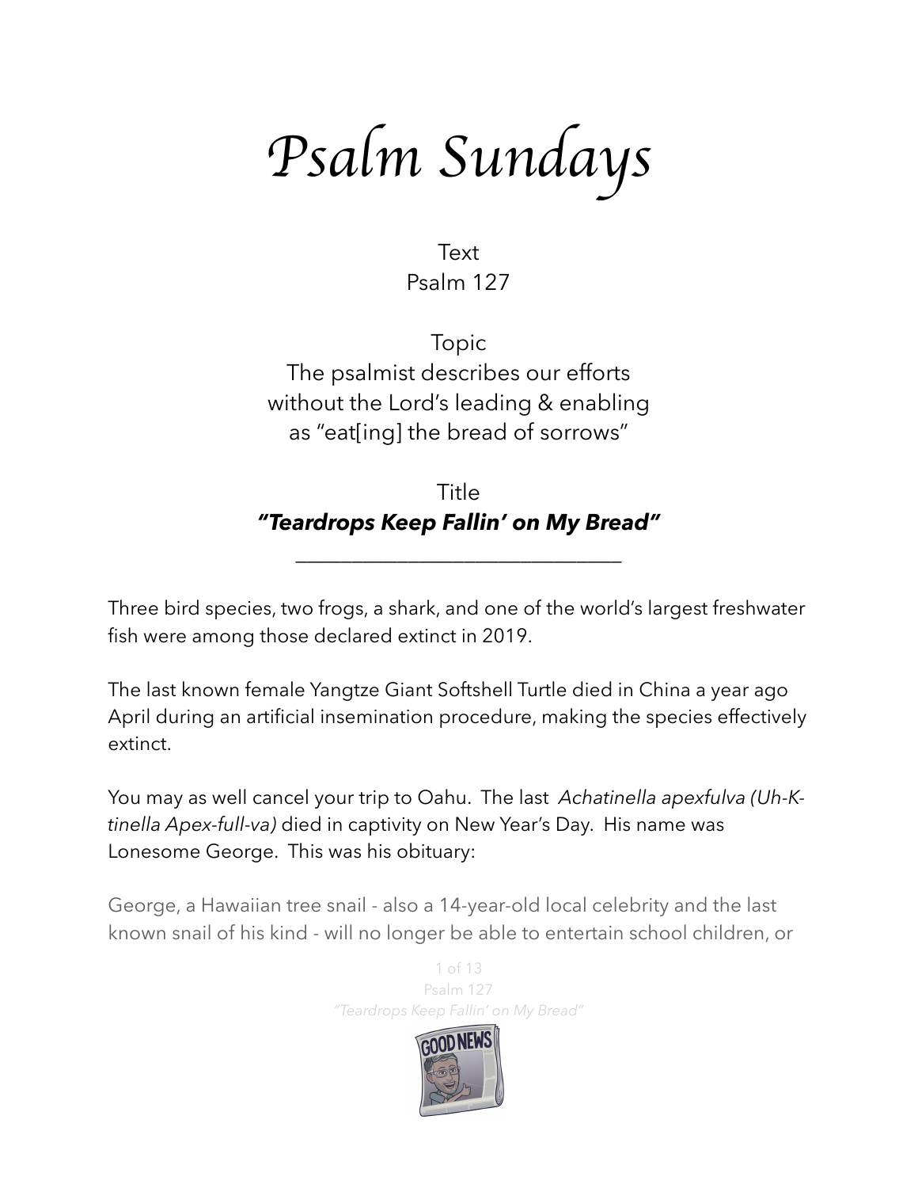# Psalm Sundays

Text
Psalm 127

Topic
The psalmist describes our efforts without the Lord's leading & enabling as "eat[ing] the bread of sorrows"

Title
***"Teardrops Keep Fallin' on My Bread"***

---

Three bird species, two frogs, a shark, and one of the world's largest freshwater fish were among those declared extinct in 2019.

The last known female Yangtze Giant Softshell Turtle died in China a year ago April during an artificial insemination procedure, making the species effectively extinct.

You may as well cancel your trip to Oahu. The last *Achatinella apexfulva (Uh-K-tinella Apex-full-va)* died in captivity on New Year's Day. His name was Lonesome George. This was his obituary:

George, a Hawaiian tree snail - also a 14-year-old local celebrity and the last known snail of his kind - will no longer be able to entertain school children, or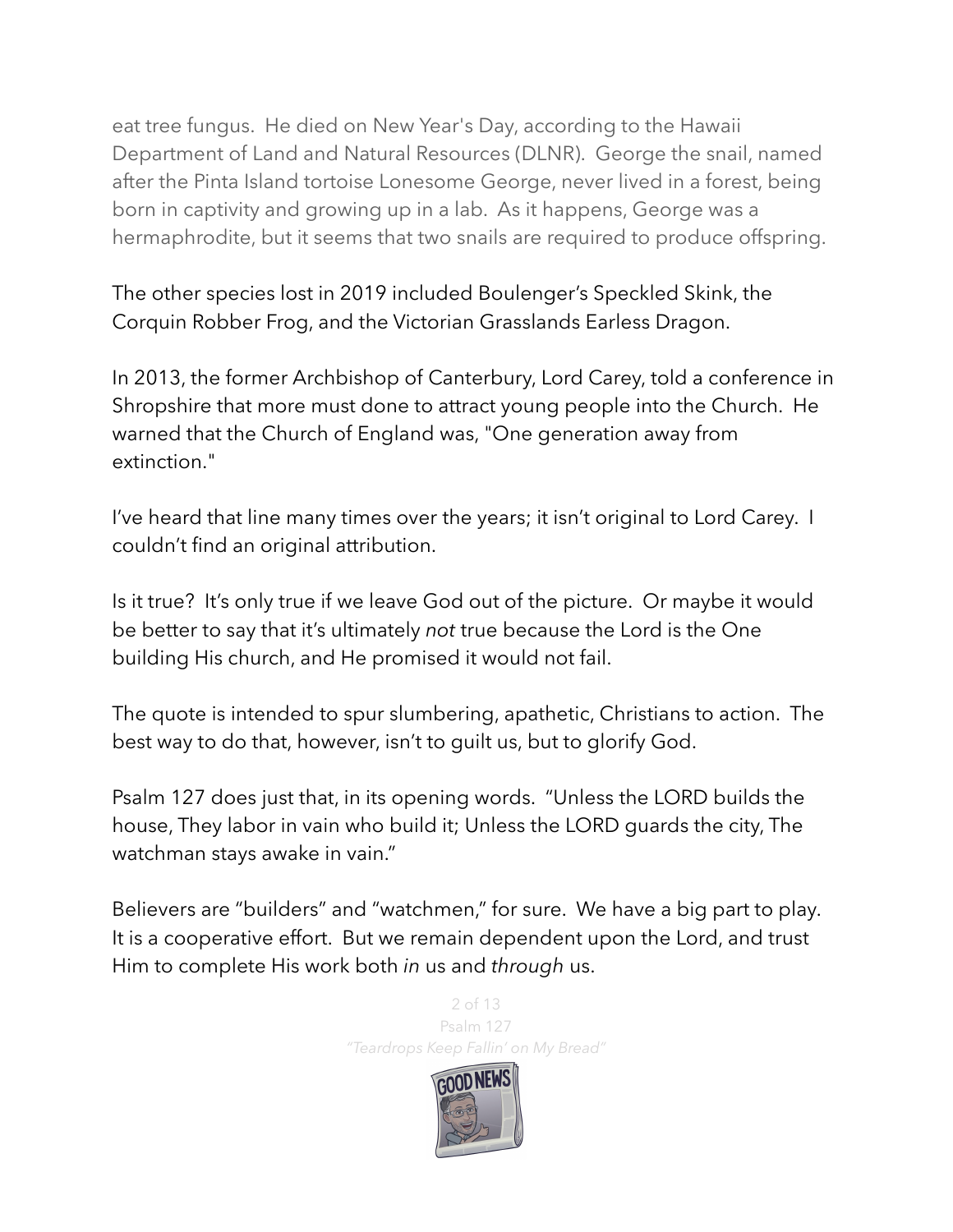eat tree fungus. He died on New Year's Day, according to the Hawaii Department of Land and Natural Resources (DLNR). George the snail, named after the Pinta Island tortoise Lonesome George, never lived in a forest, being born in captivity and growing up in a lab. As it happens, George was a hermaphrodite, but it seems that two snails are required to produce offspring.

The other species lost in 2019 included Boulenger's Speckled Skink, the Corquin Robber Frog, and the Victorian Grasslands Earless Dragon.

In 2013, the former Archbishop of Canterbury, Lord Carey, told a conference in Shropshire that more must done to attract young people into the Church. He warned that the Church of England was, "One generation away from extinction."

I've heard that line many times over the years; it isn't original to Lord Carey. I couldn't find an original attribution.

Is it true? It's only true if we leave God out of the picture. Or maybe it would be better to say that it's ultimately *not* true because the Lord is the One building His church, and He promised it would not fail.

The quote is intended to spur slumbering, apathetic, Christians to action. The best way to do that, however, isn't to guilt us, but to glorify God.

Psalm 127 does just that, in its opening words. "Unless the LORD builds the house, They labor in vain who build it; Unless the LORD guards the city, The watchman stays awake in vain."

Believers are "builders" and "watchmen," for sure. We have a big part to play. It is a cooperative effort. But we remain dependent upon the Lord, and trust Him to complete His work both *in* us and *through* us.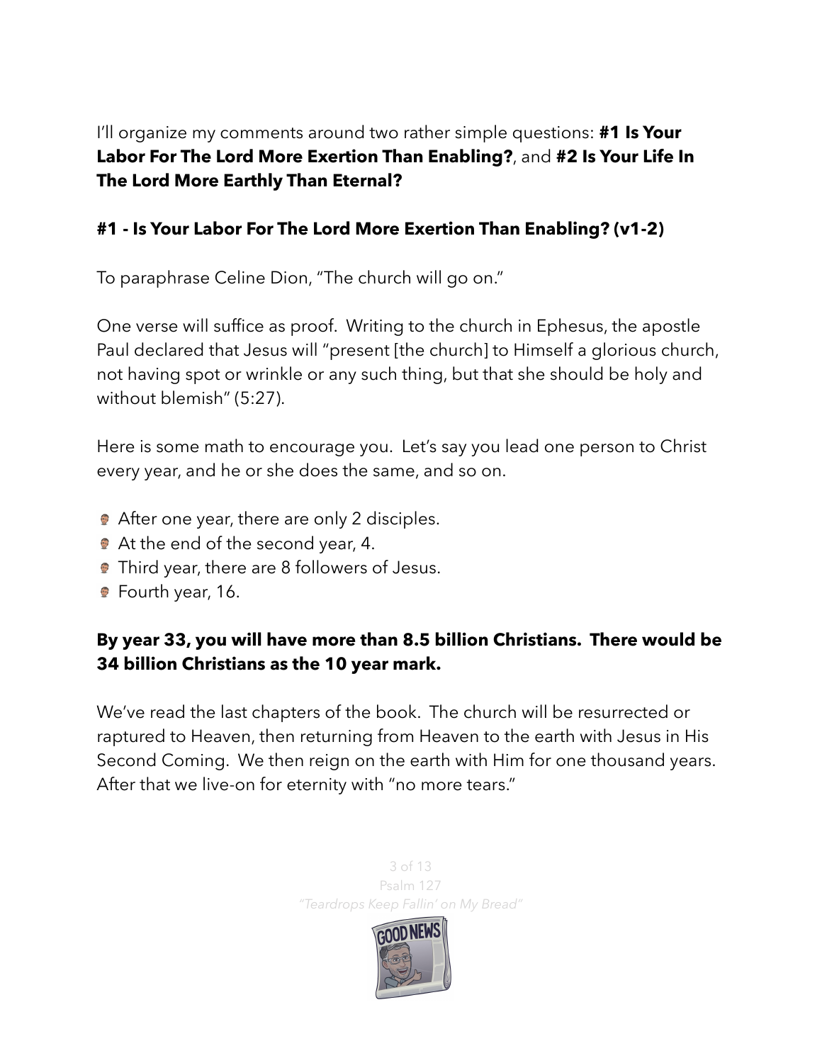I'll organize my comments around two rather simple questions: **#1 Is Your Labor For The Lord More Exertion Than Enabling?**, and **#2 Is Your Life In The Lord More Earthly Than Eternal?**

### #1 - Is Your Labor For The Lord More Exertion Than Enabling? (v1-2)

To paraphrase Celine Dion, "The church will go on."

One verse will suffice as proof. Writing to the church in Ephesus, the apostle Paul declared that Jesus will "present [the church] to Himself a glorious church, not having spot or wrinkle or any such thing, but that she should be holy and without blemish" (5:27).

Here is some math to encourage you. Let's say you lead one person to Christ every year, and he or she does the same, and so on.

- After one year, there are only 2 disciples.
- At the end of the second year, 4.
- Third year, there are 8 followers of Jesus.
- Fourth year, 16.

**By year 33, you will have more than 8.5 billion Christians. There would be 34 billion Christians as the 10 year mark.**

We've read the last chapters of the book. The church will be resurrected or raptured to Heaven, then returning from Heaven to the earth with Jesus in His Second Coming. We then reign on the earth with Him for one thousand years. After that we live-on for eternity with "no more tears."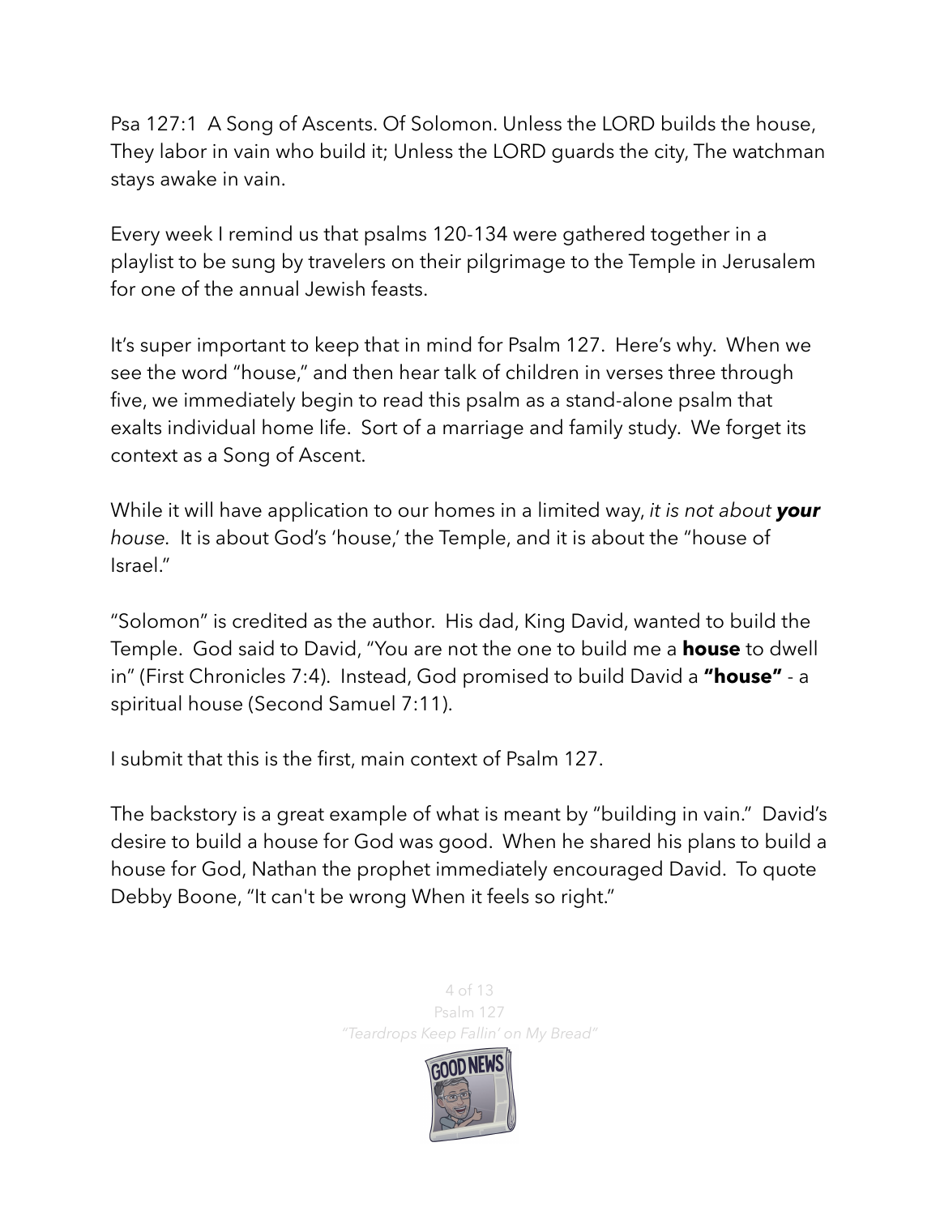Psa 127:1 A Song of Ascents. Of Solomon. Unless the LORD builds the house, They labor in vain who build it; Unless the LORD guards the city, The watchman stays awake in vain.

Every week I remind us that psalms 120-134 were gathered together in a playlist to be sung by travelers on their pilgrimage to the Temple in Jerusalem for one of the annual Jewish feasts.

It's super important to keep that in mind for Psalm 127. Here's why. When we see the word "house," and then hear talk of children in verses three through five, we immediately begin to read this psalm as a stand-alone psalm that exalts individual home life. Sort of a marriage and family study. We forget its context as a Song of Ascent.

While it will have application to our homes in a limited way, *it is not about **your** house*. It is about God's 'house,' the Temple, and it is about the "house of Israel."

"Solomon" is credited as the author. His dad, King David, wanted to build the Temple. God said to David, "You are not the one to build me a **house** to dwell in" (First Chronicles 7:4). Instead, God promised to build David a **"house"** - a spiritual house (Second Samuel 7:11).

I submit that this is the first, main context of Psalm 127.

The backstory is a great example of what is meant by "building in vain." David's desire to build a house for God was good. When he shared his plans to build a house for God, Nathan the prophet immediately encouraged David. To quote Debby Boone, "It can't be wrong When it feels so right."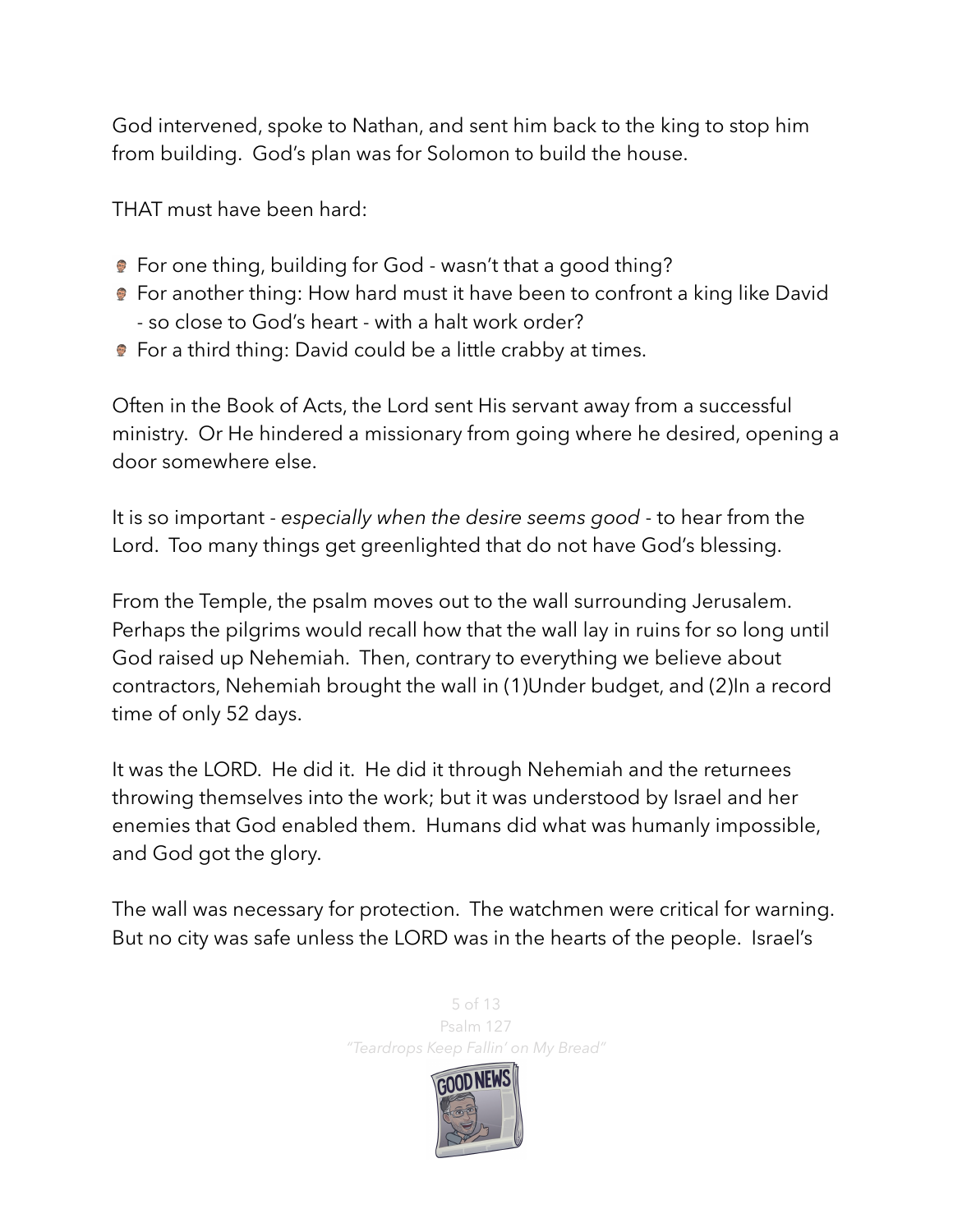God intervened, spoke to Nathan, and sent him back to the king to stop him from building. God's plan was for Solomon to build the house.

THAT must have been hard:

- For one thing, building for God - wasn't that a good thing?
- For another thing: How hard must it have been to confront a king like David - so close to God's heart - with a halt work order?
- For a third thing: David could be a little crabby at times.

Often in the Book of Acts, the Lord sent His servant away from a successful ministry. Or He hindered a missionary from going where he desired, opening a door somewhere else.

It is so important - *especially when the desire seems good* - to hear from the Lord. Too many things get greenlighted that do not have God's blessing.

From the Temple, the psalm moves out to the wall surrounding Jerusalem. Perhaps the pilgrims would recall how that the wall lay in ruins for so long until God raised up Nehemiah. Then, contrary to everything we believe about contractors, Nehemiah brought the wall in (1)Under budget, and (2)In a record time of only 52 days.

It was the LORD. He did it. He did it through Nehemiah and the returnees throwing themselves into the work; but it was understood by Israel and her enemies that God enabled them. Humans did what was humanly impossible, and God got the glory.

The wall was necessary for protection. The watchmen were critical for warning. But no city was safe unless the LORD was in the hearts of the people. Israel's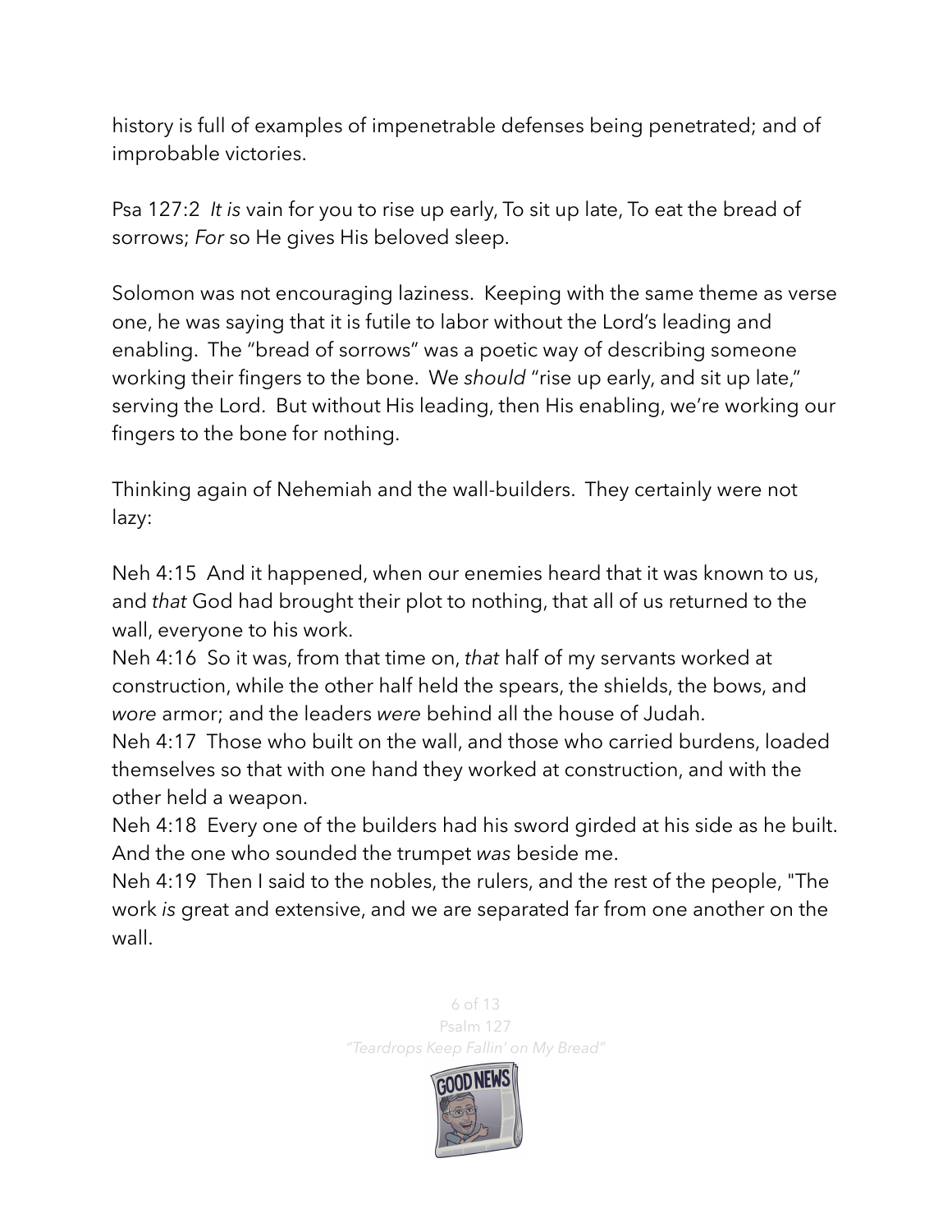history is full of examples of impenetrable defenses being penetrated; and of improbable victories.

Psa 127:2 *It is* vain for you to rise up early, To sit up late, To eat the bread of sorrows; *For* so He gives His beloved sleep.

Solomon was not encouraging laziness. Keeping with the same theme as verse one, he was saying that it is futile to labor without the Lord's leading and enabling. The "bread of sorrows" was a poetic way of describing someone working their fingers to the bone. We *should* "rise up early, and sit up late," serving the Lord. But without His leading, then His enabling, we're working our fingers to the bone for nothing.

Thinking again of Nehemiah and the wall-builders. They certainly were not lazy:

Neh 4:15 And it happened, when our enemies heard that it was known to us, and *that* God had brought their plot to nothing, that all of us returned to the wall, everyone to his work.
Neh 4:16 So it was, from that time on, *that* half of my servants worked at construction, while the other half held the spears, the shields, the bows, and *wore* armor; and the leaders *were* behind all the house of Judah.
Neh 4:17 Those who built on the wall, and those who carried burdens, loaded themselves so that with one hand they worked at construction, and with the other held a weapon.
Neh 4:18 Every one of the builders had his sword girded at his side as he built. And the one who sounded the trumpet *was* beside me.
Neh 4:19 Then I said to the nobles, the rulers, and the rest of the people, "The work *is* great and extensive, and we are separated far from one another on the wall.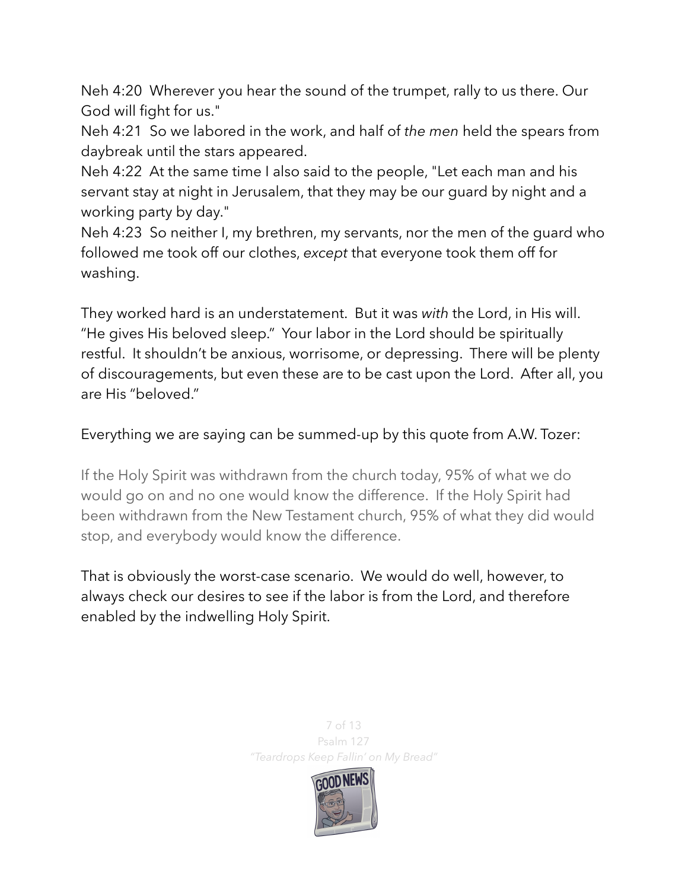Neh 4:20  Wherever you hear the sound of the trumpet, rally to us there. Our God will fight for us."
Neh 4:21  So we labored in the work, and half of *the men* held the spears from daybreak until the stars appeared.
Neh 4:22  At the same time I also said to the people, "Let each man and his servant stay at night in Jerusalem, that they may be our guard by night and a working party by day."
Neh 4:23  So neither I, my brethren, my servants, nor the men of the guard who followed me took off our clothes, *except* that everyone took them off for washing.

They worked hard is an understatement.  But it was *with* the Lord, in His will.  "He gives His beloved sleep."  Your labor in the Lord should be spiritually restful.  It shouldn't be anxious, worrisome, or depressing.  There will be plenty of discouragements, but even these are to be cast upon the Lord.  After all, you are His "beloved."

Everything we are saying can be summed-up by this quote from A.W. Tozer:

> If the Holy Spirit was withdrawn from the church today, 95% of what we do would go on and no one would know the difference.  If the Holy Spirit had been withdrawn from the New Testament church, 95% of what they did would stop, and everybody would know the difference.

That is obviously the worst-case scenario.  We would do well, however, to always check our desires to see if the labor is from the Lord, and therefore enabled by the indwelling Holy Spirit.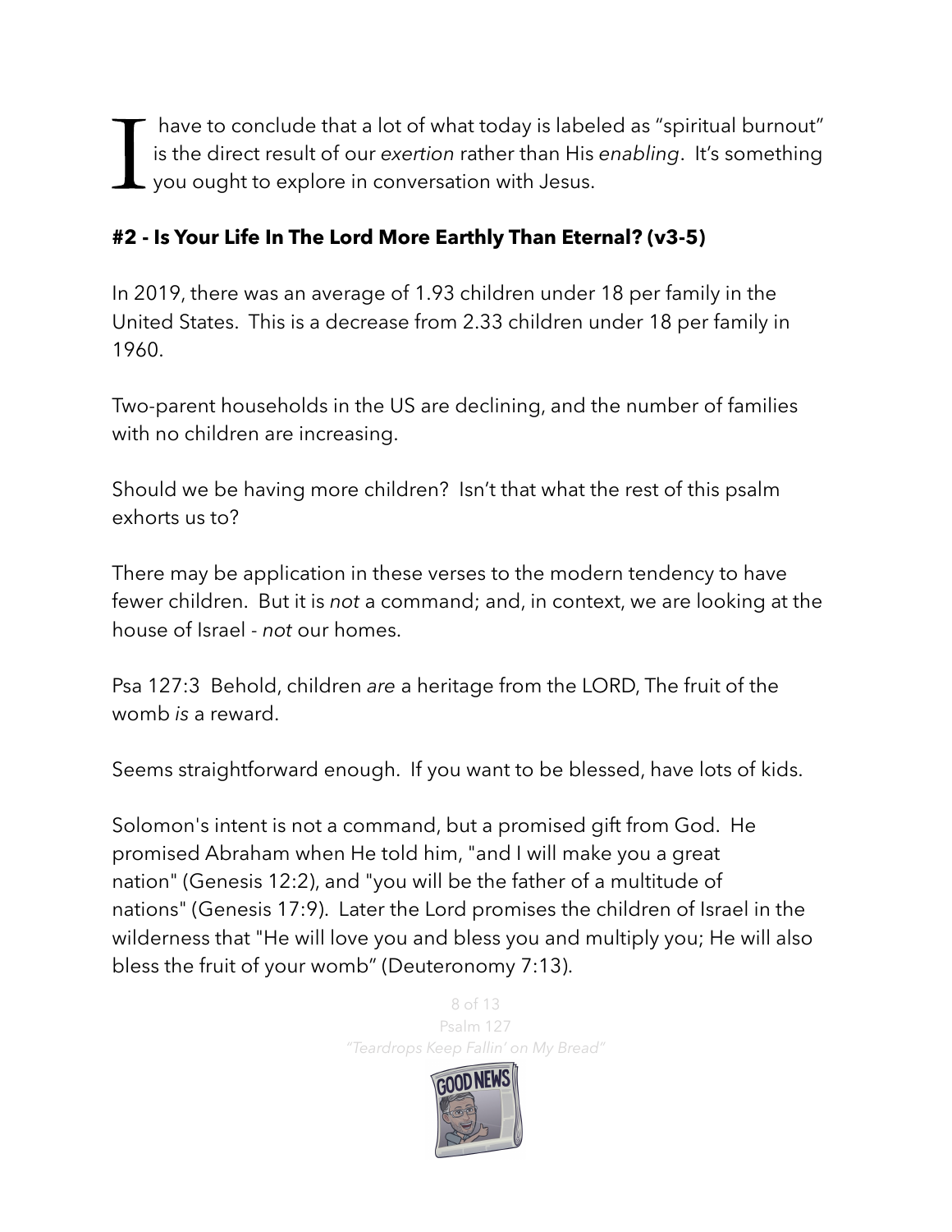I have to conclude that a lot of what today is labeled as "spiritual burnout" is the direct result of our *exertion* rather than His *enabling*. It's something you ought to explore in conversation with Jesus.

**#2 - Is Your Life In The Lord More Earthly Than Eternal? (v3-5)**

In 2019, there was an average of 1.93 children under 18 per family in the United States. This is a decrease from 2.33 children under 18 per family in 1960.

Two-parent households in the US are declining, and the number of families with no children are increasing.

Should we be having more children? Isn't that what the rest of this psalm exhorts us to?

There may be application in these verses to the modern tendency to have fewer children. But it is *not* a command; and, in context, we are looking at the house of Israel - *not* our homes.

Psa 127:3 Behold, children *are* a heritage from the LORD, The fruit of the womb *is* a reward.

Seems straightforward enough. If you want to be blessed, have lots of kids.

Solomon's intent is not a command, but a promised gift from God. He promised Abraham when He told him, "and I will make you a great nation" (Genesis 12:2), and "you will be the father of a multitude of nations" (Genesis 17:9). Later the Lord promises the children of Israel in the wilderness that "He will love you and bless you and multiply you; He will also bless the fruit of your womb" (Deuteronomy 7:13).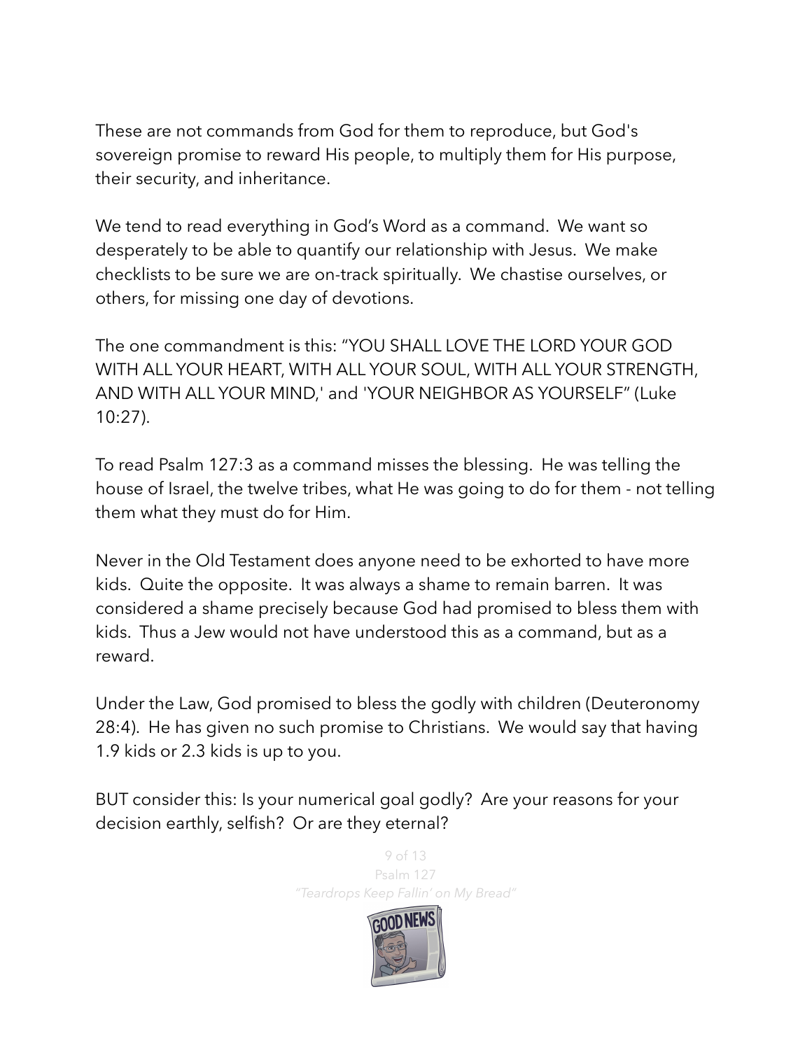These are not commands from God for them to reproduce, but God's sovereign promise to reward His people, to multiply them for His purpose, their security, and inheritance.

We tend to read everything in God's Word as a command. We want so desperately to be able to quantify our relationship with Jesus. We make checklists to be sure we are on-track spiritually. We chastise ourselves, or others, for missing one day of devotions.

The one commandment is this: "YOU SHALL LOVE THE LORD YOUR GOD WITH ALL YOUR HEART, WITH ALL YOUR SOUL, WITH ALL YOUR STRENGTH, AND WITH ALL YOUR MIND,' and 'YOUR NEIGHBOR AS YOURSELF" (Luke 10:27).

To read Psalm 127:3 as a command misses the blessing. He was telling the house of Israel, the twelve tribes, what He was going to do for them - not telling them what they must do for Him.

Never in the Old Testament does anyone need to be exhorted to have more kids. Quite the opposite. It was always a shame to remain barren. It was considered a shame precisely because God had promised to bless them with kids. Thus a Jew would not have understood this as a command, but as a reward.

Under the Law, God promised to bless the godly with children (Deuteronomy 28:4). He has given no such promise to Christians. We would say that having 1.9 kids or 2.3 kids is up to you.

BUT consider this: Is your numerical goal godly? Are your reasons for your decision earthly, selfish? Or are they eternal?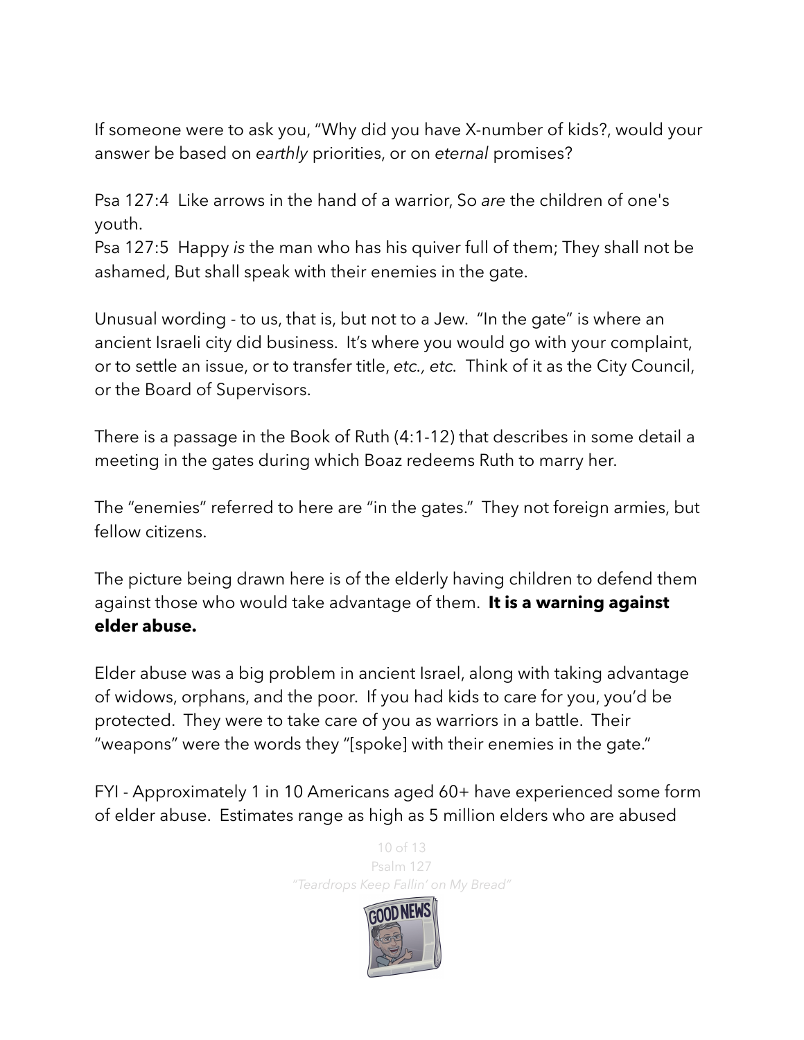If someone were to ask you, “Why did you have X-number of kids?, would your answer be based on *earthly* priorities, or on *eternal* promises?

Psa 127:4  Like arrows in the hand of a warrior, So *are* the children of one's youth.
Psa 127:5  Happy *is* the man who has his quiver full of them; They shall not be ashamed, But shall speak with their enemies in the gate.

Unusual wording - to us, that is, but not to a Jew.  “In the gate” is where an ancient Israeli city did business.  It’s where you would go with your complaint, or to settle an issue, or to transfer title, *etc., etc.*  Think of it as the City Council, or the Board of Supervisors.

There is a passage in the Book of Ruth (4:1-12) that describes in some detail a meeting in the gates during which Boaz redeems Ruth to marry her.

The “enemies” referred to here are “in the gates.”  They not foreign armies, but fellow citizens.

The picture being drawn here is of the elderly having children to defend them against those who would take advantage of them.  **It is a warning against elder abuse.**

Elder abuse was a big problem in ancient Israel, along with taking advantage of widows, orphans, and the poor.  If you had kids to care for you, you’d be protected.  They were to take care of you as warriors in a battle.  Their “weapons” were the words they “[spoke] with their enemies in the gate.”

FYI - Approximately 1 in 10 Americans aged 60+ have experienced some form of elder abuse.  Estimates range as high as 5 million elders who are abused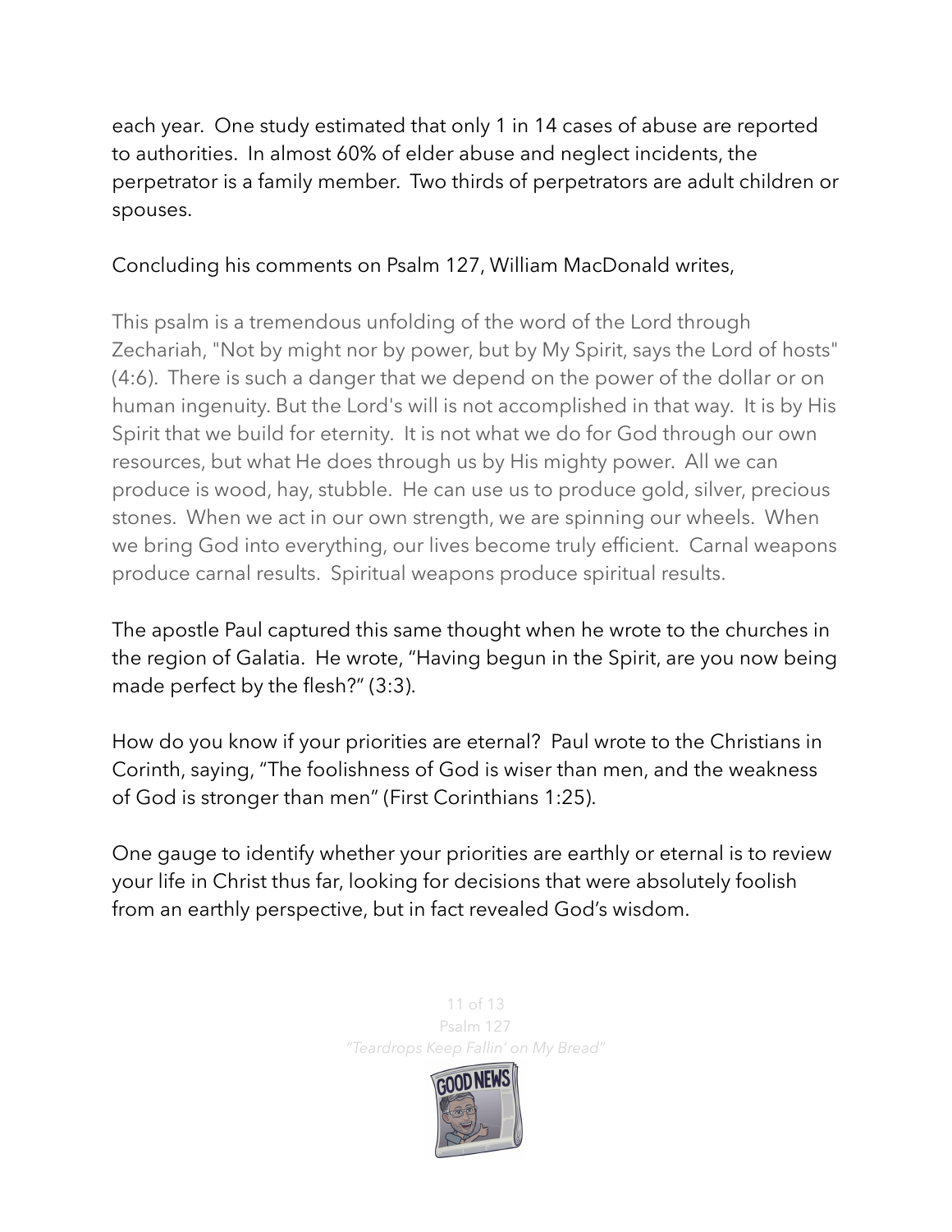each year.  One study estimated that only 1 in 14 cases of abuse are reported to authorities.  In almost 60% of elder abuse and neglect incidents, the perpetrator is a family member.  Two thirds of perpetrators are adult children or spouses.

Concluding his comments on Psalm 127, William MacDonald writes,

> This psalm is a tremendous unfolding of the word of the Lord through Zechariah, "Not by might nor by power, but by My Spirit, says the Lord of hosts" (4:6).  There is such a danger that we depend on the power of the dollar or on human ingenuity. But the Lord's will is not accomplished in that way.  It is by His Spirit that we build for eternity.  It is not what we do for God through our own resources, but what He does through us by His mighty power.  All we can produce is wood, hay, stubble.  He can use us to produce gold, silver, precious stones.  When we act in our own strength, we are spinning our wheels.  When we bring God into everything, our lives become truly efficient.  Carnal weapons produce carnal results.  Spiritual weapons produce spiritual results.

The apostle Paul captured this same thought when he wrote to the churches in the region of Galatia.  He wrote, "Having begun in the Spirit, are you now being made perfect by the flesh?" (3:3).

How do you know if your priorities are eternal?  Paul wrote to the Christians in Corinth, saying, "The foolishness of God is wiser than men, and the weakness of God is stronger than men" (First Corinthians 1:25).

One gauge to identify whether your priorities are earthly or eternal is to review your life in Christ thus far, looking for decisions that were absolutely foolish from an earthly perspective, but in fact revealed God's wisdom.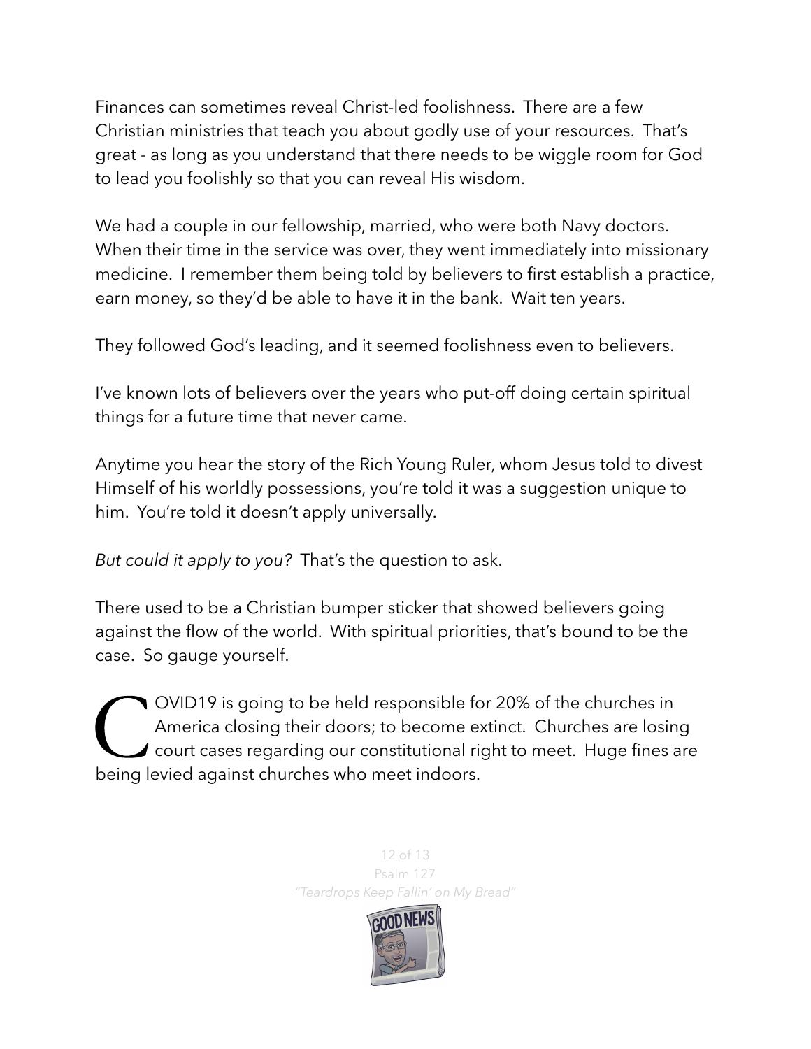Finances can sometimes reveal Christ-led foolishness. There are a few Christian ministries that teach you about godly use of your resources. That's great - as long as you understand that there needs to be wiggle room for God to lead you foolishly so that you can reveal His wisdom.

We had a couple in our fellowship, married, who were both Navy doctors. When their time in the service was over, they went immediately into missionary medicine. I remember them being told by believers to first establish a practice, earn money, so they'd be able to have it in the bank. Wait ten years.

They followed God's leading, and it seemed foolishness even to believers.

I've known lots of believers over the years who put-off doing certain spiritual things for a future time that never came.

Anytime you hear the story of the Rich Young Ruler, whom Jesus told to divest Himself of his worldly possessions, you're told it was a suggestion unique to him. You're told it doesn't apply universally.

*But could it apply to you?* That's the question to ask.

There used to be a Christian bumper sticker that showed believers going against the flow of the world. With spiritual priorities, that's bound to be the case. So gauge yourself.

COVID19 is going to be held responsible for 20% of the churches in America closing their doors; to become extinct. Churches are losing court cases regarding our constitutional right to meet. Huge fines are being levied against churches who meet indoors.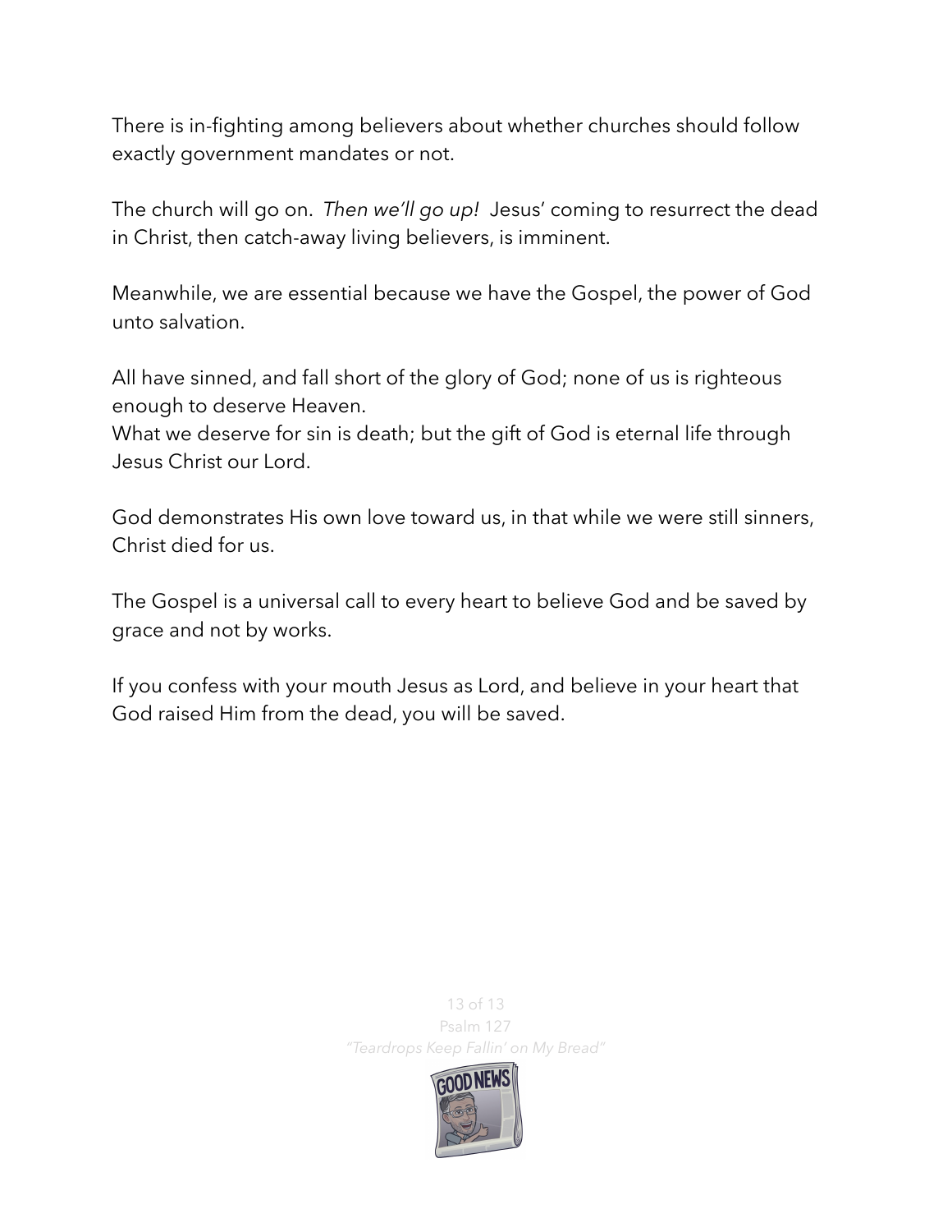There is in-fighting among believers about whether churches should follow exactly government mandates or not.

The church will go on. *Then we'll go up!* Jesus' coming to resurrect the dead in Christ, then catch-away living believers, is imminent.

Meanwhile, we are essential because we have the Gospel, the power of God unto salvation.

All have sinned, and fall short of the glory of God; none of us is righteous enough to deserve Heaven.
What we deserve for sin is death; but the gift of God is eternal life through Jesus Christ our Lord.

God demonstrates His own love toward us, in that while we were still sinners, Christ died for us.

The Gospel is a universal call to every heart to believe God and be saved by grace and not by works.

If you confess with your mouth Jesus as Lord, and believe in your heart that God raised Him from the dead, you will be saved.